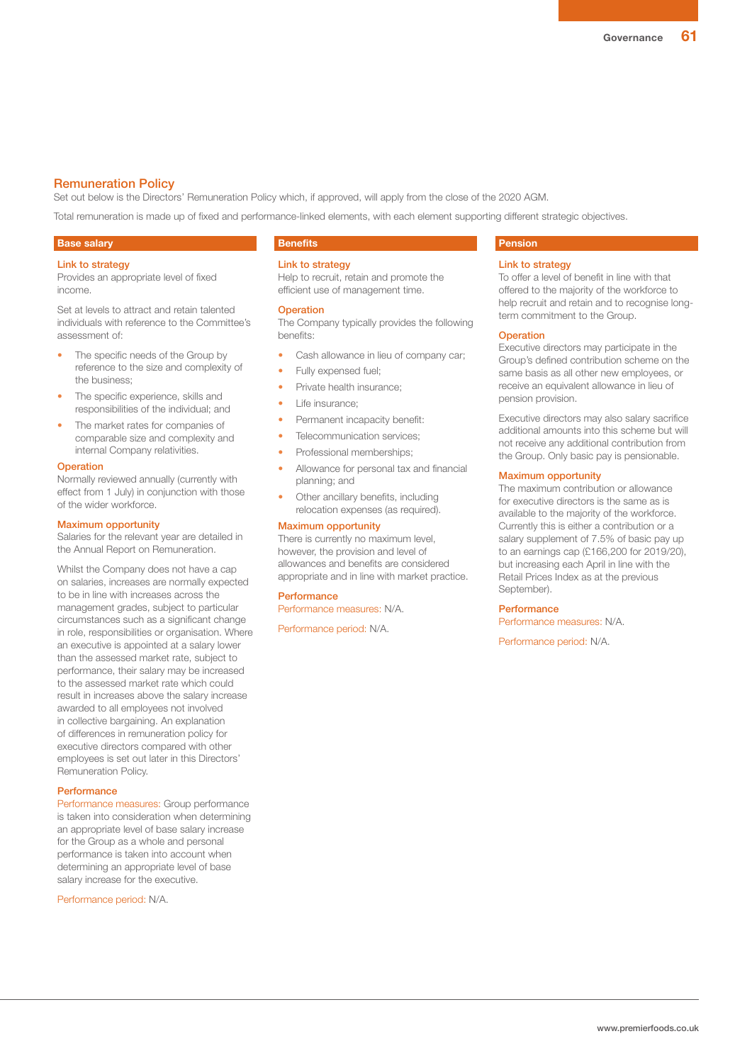## Remuneration Policy

Set out below is the Directors' Remuneration Policy which, if approved, will apply from the close of the 2020 AGM.

Total remuneration is made up of fixed and performance-linked elements, with each element supporting different strategic objectives.

### Base salary

#### Link to strategy

Provides an appropriate level of fixed income.

Set at levels to attract and retain talented individuals with reference to the Committee's assessment of:

- The specific needs of the Group by reference to the size and complexity of the business;
- The specific experience, skills and responsibilities of the individual; and
- The market rates for companies of comparable size and complexity and internal Company relativities.

#### Operation

Normally reviewed annually (currently with effect from 1 July) in conjunction with those of the wider workforce.

#### Maximum opportunity

Salaries for the relevant year are detailed in the Annual Report on Remuneration.

Whilst the Company does not have a cap on salaries, increases are normally expected to be in line with increases across the management grades, subject to particular circumstances such as a significant change in role, responsibilities or organisation. Where an executive is appointed at a salary lower than the assessed market rate, subject to performance, their salary may be increased to the assessed market rate which could result in increases above the salary increase awarded to all employees not involved in collective bargaining. An explanation of differences in remuneration policy for executive directors compared with other employees is set out later in this Directors' Remuneration Policy.

#### Performance

Performance measures: Group performance is taken into consideration when determining an appropriate level of base salary increase for the Group as a whole and personal performance is taken into account when determining an appropriate level of base salary increase for the executive.

Performance period: N/A.

### Benefits

#### Link to strategy

Help to recruit, retain and promote the efficient use of management time.

#### Operation

The Company typically provides the following benefits:

- Cash allowance in lieu of company car;
- Fully expensed fuel;
- Private health insurance;
- Life insurance;
- Permanent incapacity benefit:
- Telecommunication services;
- Professional memberships;
- Allowance for personal tax and financial planning; and
- Other ancillary benefits, including relocation expenses (as required).

#### Maximum opportunity

There is currently no maximum level, however, the provision and level of allowances and benefits are considered appropriate and in line with market practice.

#### Performance

Performance measures: N/A.

Performance period: N/A.

### Pension

#### Link to strategy

To offer a level of benefit in line with that offered to the majority of the workforce to help recruit and retain and to recognise long-term commitment to the Group.

#### Operation

Executive directors may participate in the Group's defined contribution scheme on the same basis as all other new employees, or receive an equivalent allowance in lieu of pension provision.

Executive directors may also salary sacrifice additional amounts into this scheme but will not receive any additional contribution from the Group. Only basic pay is pensionable.

#### Maximum opportunity

The maximum contribution or allowance for executive directors is the same as is available to the majority of the workforce. Currently this is either a contribution or a salary supplement of 7.5% of basic pay up to an earnings cap (£166,200 for 2019/20), but increasing each April in line with the Retail Prices Index as at the previous September).

#### Performance

Performance measures: N/A.

Performance period: N/A.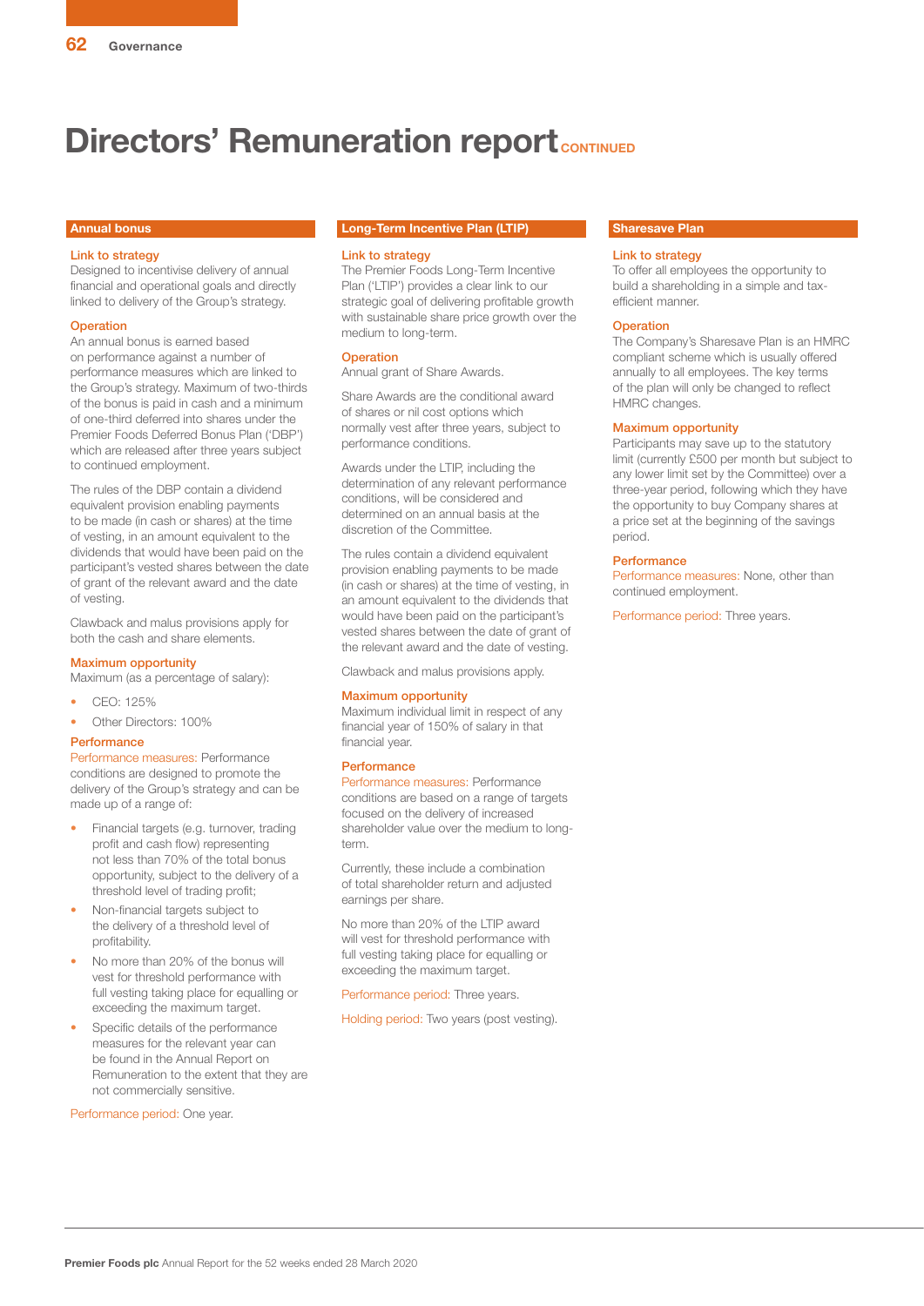# Directors' Remuneration report CONTINUED

## Annual bonus

### Link to strategy

Designed to incentivise delivery of annual financial and operational goals and directly linked to delivery of the Group's strategy.

### Operation

An annual bonus is earned based on performance against a number of performance measures which are linked to the Group's strategy. Maximum of two-thirds of the bonus is paid in cash and a minimum of one-third deferred into shares under the Premier Foods Deferred Bonus Plan ('DBP') which are released after three years subject to continued employment.

The rules of the DBP contain a dividend equivalent provision enabling payments to be made (in cash or shares) at the time of vesting, in an amount equivalent to the dividends that would have been paid on the participant's vested shares between the date of grant of the relevant award and the date of vesting.

Clawback and malus provisions apply for both the cash and share elements.

### Maximum opportunity

Maximum (as a percentage of salary):

- CEO: 125%
- Other Directors: 100%

### Performance

Performance measures: Performance conditions are designed to promote the delivery of the Group's strategy and can be made up of a range of:

- Financial targets (e.g. turnover, trading profit and cash flow) representing not less than 70% of the total bonus opportunity, subject to the delivery of a threshold level of trading profit;
- Non-financial targets subject to the delivery of a threshold level of profitability.
- No more than 20% of the bonus will vest for threshold performance with full vesting taking place for equalling or exceeding the maximum target.
- Specific details of the performance measures for the relevant year can be found in the Annual Report on Remuneration to the extent that they are not commercially sensitive.

Performance period: One year.

## Long-Term Incentive Plan (LTIP)

### Link to strategy

The Premier Foods Long-Term Incentive Plan ('LTIP') provides a clear link to our strategic goal of delivering profitable growth with sustainable share price growth over the medium to long-term.

### Operation

Annual grant of Share Awards.

Share Awards are the conditional award of shares or nil cost options which normally vest after three years, subject to performance conditions.

Awards under the LTIP, including the determination of any relevant performance conditions, will be considered and determined on an annual basis at the discretion of the Committee.

The rules contain a dividend equivalent provision enabling payments to be made (in cash or shares) at the time of vesting, in an amount equivalent to the dividends that would have been paid on the participant's vested shares between the date of grant of the relevant award and the date of vesting.

Clawback and malus provisions apply.

### Maximum opportunity

Maximum individual limit in respect of any financial year of 150% of salary in that financial year.

### Performance

Performance measures: Performance conditions are based on a range of targets focused on the delivery of increased shareholder value over the medium to long-term.

Currently, these include a combination of total shareholder return and adjusted earnings per share.

No more than 20% of the LTIP award will vest for threshold performance with full vesting taking place for equalling or exceeding the maximum target.

Performance period: Three years.

Holding period: Two years (post vesting).

## Sharesave Plan

### Link to strategy

To offer all employees the opportunity to build a shareholding in a simple and tax-efficient manner.

### Operation

The Company's Sharesave Plan is an HMRC compliant scheme which is usually offered annually to all employees. The key terms of the plan will only be changed to reflect HMRC changes.

### Maximum opportunity

Participants may save up to the statutory limit (currently £500 per month but subject to any lower limit set by the Committee) over a three-year period, following which they have the opportunity to buy Company shares at a price set at the beginning of the savings period.

### Performance

Performance measures: None, other than continued employment.

Performance period: Three years.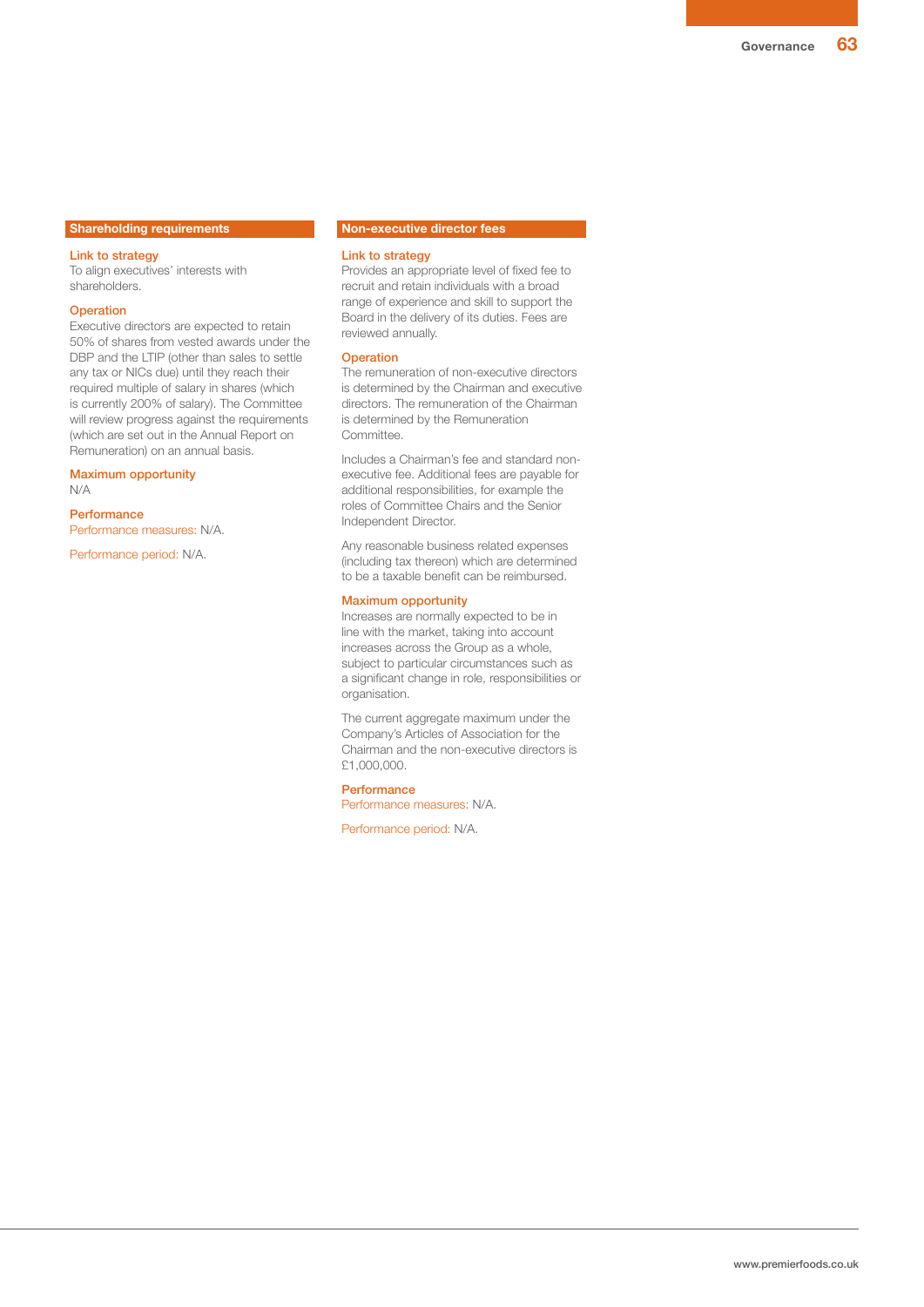## Shareholding requirements

### Link to strategy

To align executives' interests with shareholders.

### Operation

Executive directors are expected to retain 50% of shares from vested awards under the DBP and the LTIP (other than sales to settle any tax or NICs due) until they reach their required multiple of salary in shares (which is currently 200% of salary). The Committee will review progress against the requirements (which are set out in the Annual Report on Remuneration) on an annual basis.

### Maximum opportunity

N/A

### Performance

Performance measures: N/A.

Performance period: N/A.

## Non-executive director fees

### Link to strategy

Provides an appropriate level of fixed fee to recruit and retain individuals with a broad range of experience and skill to support the Board in the delivery of its duties. Fees are reviewed annually.

### Operation

The remuneration of non-executive directors is determined by the Chairman and executive directors. The remuneration of the Chairman is determined by the Remuneration Committee.

Includes a Chairman's fee and standard non-executive fee. Additional fees are payable for additional responsibilities, for example the roles of Committee Chairs and the Senior Independent Director.

Any reasonable business related expenses (including tax thereon) which are determined to be a taxable benefit can be reimbursed.

### Maximum opportunity

Increases are normally expected to be in line with the market, taking into account increases across the Group as a whole, subject to particular circumstances such as a significant change in role, responsibilities or organisation.

The current aggregate maximum under the Company's Articles of Association for the Chairman and the non-executive directors is £1,000,000.

### Performance

Performance measures: N/A.

Performance period: N/A.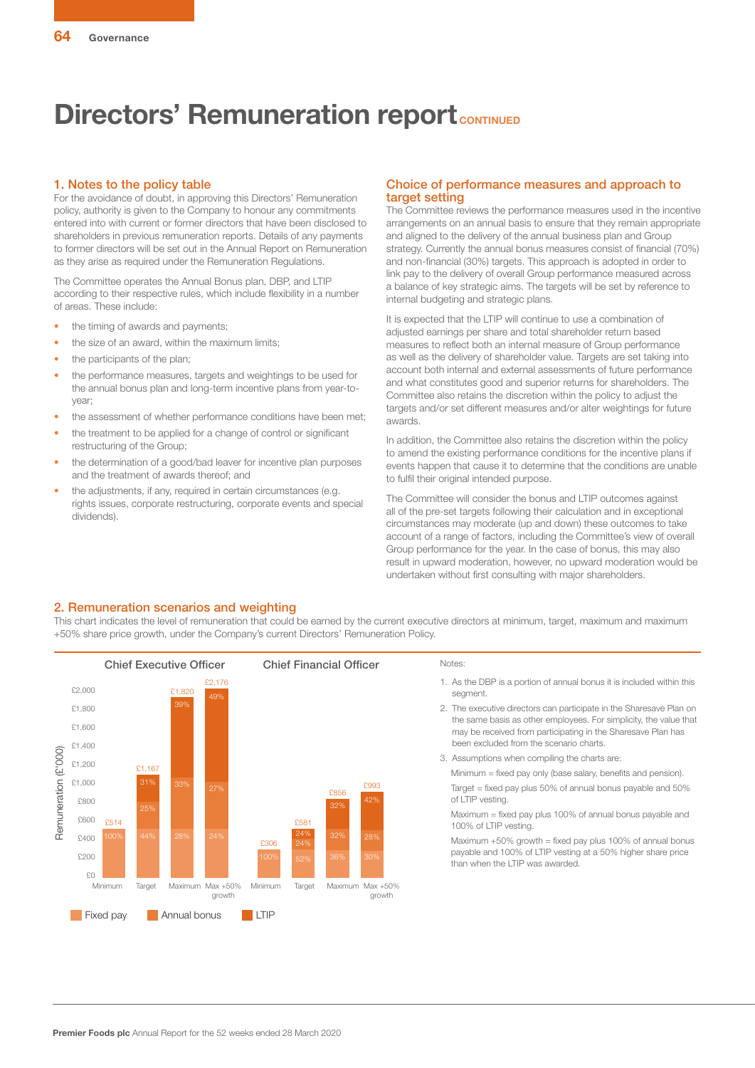# Directors' Remuneration report CONTINUED

## 1. Notes to the policy table

For the avoidance of doubt, in approving this Directors' Remuneration policy, authority is given to the Company to honour any commitments entered into with current or former directors that have been disclosed to shareholders in previous remuneration reports. Details of any payments to former directors will be set out in the Annual Report on Remuneration as they arise as required under the Remuneration Regulations.

The Committee operates the Annual Bonus plan, DBP, and LTIP according to their respective rules, which include flexibility in a number of areas. These include:

- the timing of awards and payments;
- the size of an award, within the maximum limits;
- the participants of the plan;
- the performance measures, targets and weightings to be used for the annual bonus plan and long-term incentive plans from year-to-year;
- the assessment of whether performance conditions have been met;
- the treatment to be applied for a change of control or significant restructuring of the Group;
- the determination of a good/bad leaver for incentive plan purposes and the treatment of awards thereof; and
- the adjustments, if any, required in certain circumstances (e.g. rights issues, corporate restructuring, corporate events and special dividends).

## Choice of performance measures and approach to target setting

The Committee reviews the performance measures used in the incentive arrangements on an annual basis to ensure that they remain appropriate and aligned to the delivery of the annual business plan and Group strategy. Currently the annual bonus measures consist of financial (70%) and non-financial (30%) targets. This approach is adopted in order to link pay to the delivery of overall Group performance measured across a balance of key strategic aims. The targets will be set by reference to internal budgeting and strategic plans.

It is expected that the LTIP will continue to use a combination of adjusted earnings per share and total shareholder return based measures to reflect both an internal measure of Group performance as well as the delivery of shareholder value. Targets are set taking into account both internal and external assessments of future performance and what constitutes good and superior returns for shareholders. The Committee also retains the discretion within the policy to adjust the targets and/or set different measures and/or alter weightings for future awards.

In addition, the Committee also retains the discretion within the policy to amend the existing performance conditions for the incentive plans if events happen that cause it to determine that the conditions are unable to fulfil their original intended purpose.

The Committee will consider the bonus and LTIP outcomes against all of the pre-set targets following their calculation and in exceptional circumstances may moderate (up and down) these outcomes to take account of a range of factors, including the Committee's view of overall Group performance for the year. In the case of bonus, this may also result in upward moderation, however, no upward moderation would be undertaken without first consulting with major shareholders.

## 2. Remuneration scenarios and weighting

This chart indicates the level of remuneration that could be earned by the current executive directors at minimum, target, maximum and maximum +50% share price growth, under the Company's current Directors' Remuneration Policy.

Chief Executive Officer

Chief Financial Officer

Remuneration (£'000)

£0, £200, £400, £600, £800, £1,000, £1,200, £1,400, £1,600, £1,800, £2,000

Chief Executive Officer: Minimum £514 (100%); Target £1,167 (44%, 25%, 31%); Maximum £1,820 (28%, 33%, 39%); Max +50% growth £2,176 (24%, 27%, 49%)

Chief Financial Officer: Minimum £306 (100%); Target £581 (52%, 24%, 24%); Maximum £856 (36%, 32%, 32%); Max +50% growth £993 (30%, 28%, 42%)

Fixed pay | Annual bonus | LTIP

Notes:

1. As the DBP is a portion of annual bonus it is included within this segment.
2. The executive directors can participate in the Sharesave Plan on the same basis as other employees. For simplicity, the value that may be received from participating in the Sharesave Plan has been excluded from the scenario charts.
3. Assumptions when compiling the charts are:

   Minimum = fixed pay only (base salary, benefits and pension).

   Target = fixed pay plus 50% of annual bonus payable and 50% of LTIP vesting.

   Maximum = fixed pay plus 100% of annual bonus payable and 100% of LTIP vesting.

   Maximum +50% growth = fixed pay plus 100% of annual bonus payable and 100% of LTIP vesting at a 50% higher share price than when the LTIP was awarded.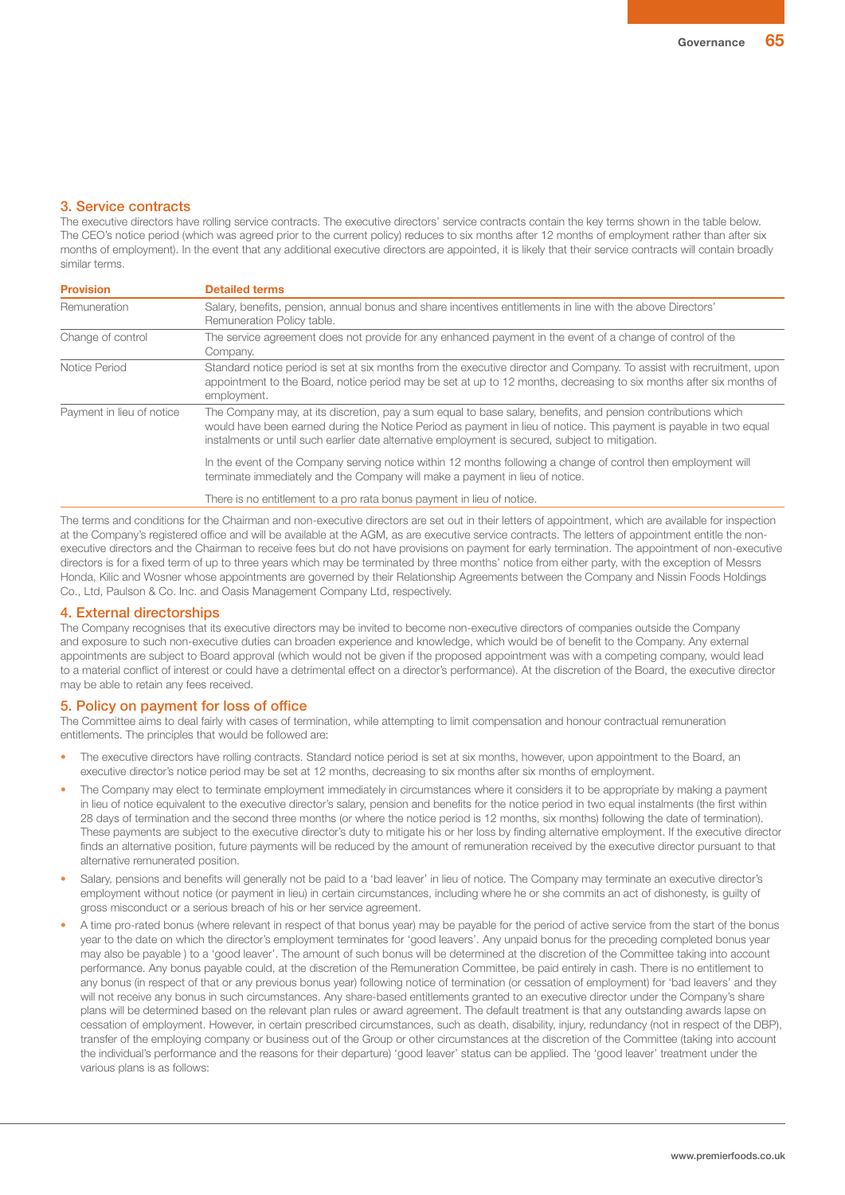## 3. Service contracts

The executive directors have rolling service contracts. The executive directors' service contracts contain the key terms shown in the table below. The CEO's notice period (which was agreed prior to the current policy) reduces to six months after 12 months of employment rather than after six months of employment). In the event that any additional executive directors are appointed, it is likely that their service contracts will contain broadly similar terms.

| Provision | Detailed terms |
| --- | --- |
| Remuneration | Salary, benefits, pension, annual bonus and share incentives entitlements in line with the above Directors' Remuneration Policy table. |
| Change of control | The service agreement does not provide for any enhanced payment in the event of a change of control of the Company. |
| Notice Period | Standard notice period is set at six months from the executive director and Company. To assist with recruitment, upon appointment to the Board, notice period may be set at up to 12 months, decreasing to six months after six months of employment. |
| Payment in lieu of notice | The Company may, at its discretion, pay a sum equal to base salary, benefits, and pension contributions which would have been earned during the Notice Period as payment in lieu of notice. This payment is payable in two equal instalments or until such earlier date alternative employment is secured, subject to mitigation.<br><br>In the event of the Company serving notice within 12 months following a change of control then employment will terminate immediately and the Company will make a payment in lieu of notice.<br><br>There is no entitlement to a pro rata bonus payment in lieu of notice. |

The terms and conditions for the Chairman and non-executive directors are set out in their letters of appointment, which are available for inspection at the Company's registered office and will be available at the AGM, as are executive service contracts. The letters of appointment entitle the non-executive directors and the Chairman to receive fees but do not have provisions on payment for early termination. The appointment of non-executive directors is for a fixed term of up to three years which may be terminated by three months' notice from either party, with the exception of Messrs Honda, Kilic and Wosner whose appointments are governed by their Relationship Agreements between the Company and Nissin Foods Holdings Co., Ltd, Paulson & Co. Inc. and Oasis Management Company Ltd, respectively.

## 4. External directorships

The Company recognises that its executive directors may be invited to become non-executive directors of companies outside the Company and exposure to such non-executive duties can broaden experience and knowledge, which would be of benefit to the Company. Any external appointments are subject to Board approval (which would not be given if the proposed appointment was with a competing company, would lead to a material conflict of interest or could have a detrimental effect on a director's performance). At the discretion of the Board, the executive director may be able to retain any fees received.

## 5. Policy on payment for loss of office

The Committee aims to deal fairly with cases of termination, while attempting to limit compensation and honour contractual remuneration entitlements. The principles that would be followed are:

- The executive directors have rolling contracts. Standard notice period is set at six months, however, upon appointment to the Board, an executive director's notice period may be set at 12 months, decreasing to six months after six months of employment.
- The Company may elect to terminate employment immediately in circumstances where it considers it to be appropriate by making a payment in lieu of notice equivalent to the executive director's salary, pension and benefits for the notice period in two equal instalments (the first within 28 days of termination and the second three months (or where the notice period is 12 months, six months) following the date of termination). These payments are subject to the executive director's duty to mitigate his or her loss by finding alternative employment. If the executive director finds an alternative position, future payments will be reduced by the amount of remuneration received by the executive director pursuant to that alternative remunerated position.
- Salary, pensions and benefits will generally not be paid to a 'bad leaver' in lieu of notice. The Company may terminate an executive director's employment without notice (or payment in lieu) in certain circumstances, including where he or she commits an act of dishonesty, is guilty of gross misconduct or a serious breach of his or her service agreement.
- A time pro-rated bonus (where relevant in respect of that bonus year) may be payable for the period of active service from the start of the bonus year to the date on which the director's employment terminates for 'good leavers'. Any unpaid bonus for the preceding completed bonus year may also be payable ) to a 'good leaver'. The amount of such bonus will be determined at the discretion of the Committee taking into account performance. Any bonus payable could, at the discretion of the Remuneration Committee, be paid entirely in cash. There is no entitlement to any bonus (in respect of that or any previous bonus year) following notice of termination (or cessation of employment) for 'bad leavers' and they will not receive any bonus in such circumstances. Any share-based entitlements granted to an executive director under the Company's share plans will be determined based on the relevant plan rules or award agreement. The default treatment is that any outstanding awards lapse on cessation of employment. However, in certain prescribed circumstances, such as death, disability, injury, redundancy (not in respect of the DBP), transfer of the employing company or business out of the Group or other circumstances at the discretion of the Committee (taking into account the individual's performance and the reasons for their departure) 'good leaver' status can be applied. The 'good leaver' treatment under the various plans is as follows: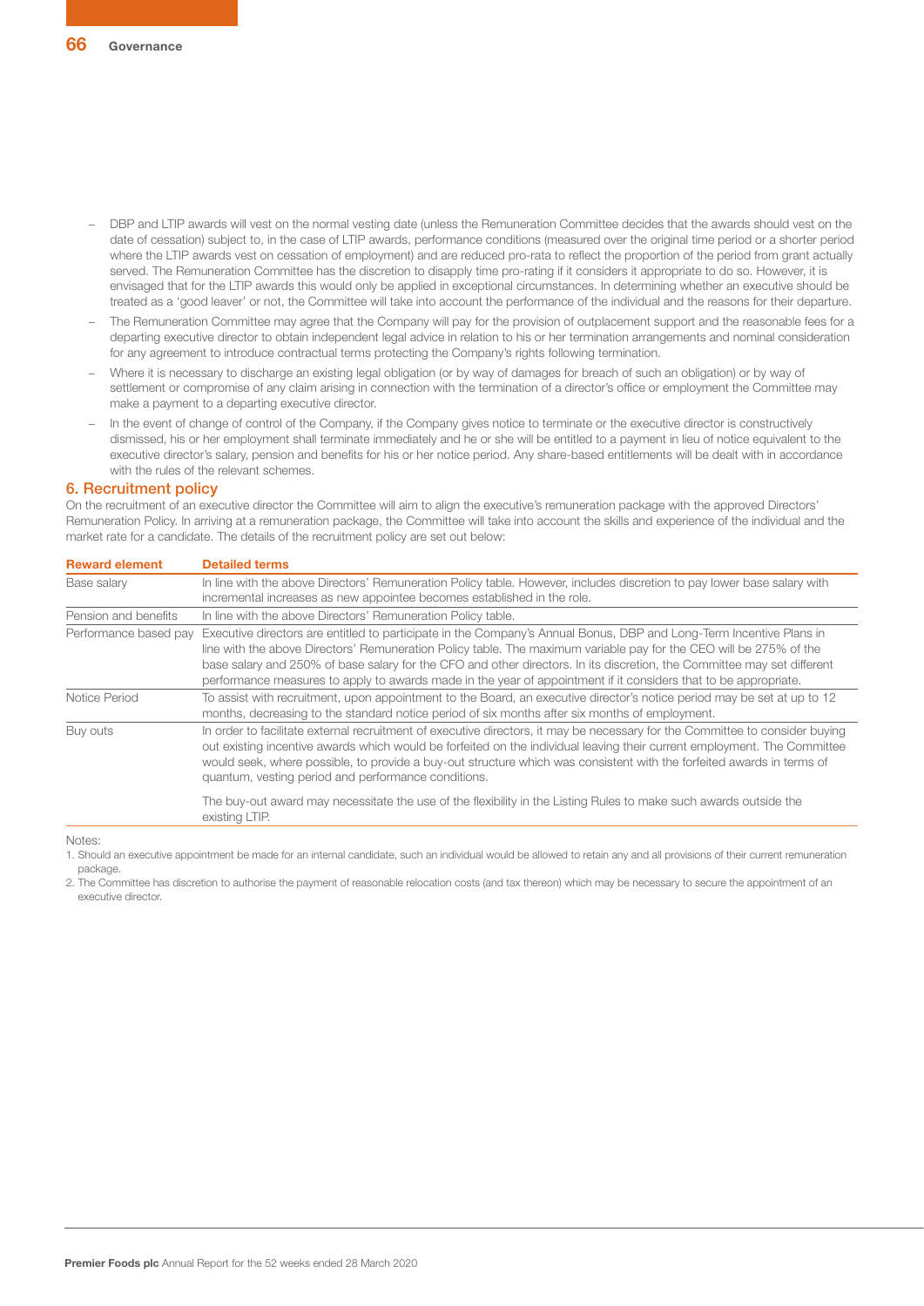- DBP and LTIP awards will vest on the normal vesting date (unless the Remuneration Committee decides that the awards should vest on the date of cessation) subject to, in the case of LTIP awards, performance conditions (measured over the original time period or a shorter period where the LTIP awards vest on cessation of employment) and are reduced pro-rata to reflect the proportion of the period from grant actually served. The Remuneration Committee has the discretion to disapply time pro-rating if it considers it appropriate to do so. However, it is envisaged that for the LTIP awards this would only be applied in exceptional circumstances. In determining whether an executive should be treated as a 'good leaver' or not, the Committee will take into account the performance of the individual and the reasons for their departure.
- The Remuneration Committee may agree that the Company will pay for the provision of outplacement support and the reasonable fees for a departing executive director to obtain independent legal advice in relation to his or her termination arrangements and nominal consideration for any agreement to introduce contractual terms protecting the Company's rights following termination.
- Where it is necessary to discharge an existing legal obligation (or by way of damages for breach of such an obligation) or by way of settlement or compromise of any claim arising in connection with the termination of a director's office or employment the Committee may make a payment to a departing executive director.
- In the event of change of control of the Company, if the Company gives notice to terminate or the executive director is constructively dismissed, his or her employment shall terminate immediately and he or she will be entitled to a payment in lieu of notice equivalent to the executive director's salary, pension and benefits for his or her notice period. Any share-based entitlements will be dealt with in accordance with the rules of the relevant schemes.

## 6. Recruitment policy

On the recruitment of an executive director the Committee will aim to align the executive's remuneration package with the approved Directors' Remuneration Policy. In arriving at a remuneration package, the Committee will take into account the skills and experience of the individual and the market rate for a candidate. The details of the recruitment policy are set out below:

| Reward element | Detailed terms |
|---|---|
| Base salary | In line with the above Directors' Remuneration Policy table. However, includes discretion to pay lower base salary with incremental increases as new appointee becomes established in the role. |
| Pension and benefits | In line with the above Directors' Remuneration Policy table. |
| Performance based pay | Executive directors are entitled to participate in the Company's Annual Bonus, DBP and Long-Term Incentive Plans in line with the above Directors' Remuneration Policy table. The maximum variable pay for the CEO will be 275% of the base salary and 250% of base salary for the CFO and other directors. In its discretion, the Committee may set different performance measures to apply to awards made in the year of appointment if it considers that to be appropriate. |
| Notice Period | To assist with recruitment, upon appointment to the Board, an executive director's notice period may be set at up to 12 months, decreasing to the standard notice period of six months after six months of employment. |
| Buy outs | In order to facilitate external recruitment of executive directors, it may be necessary for the Committee to consider buying out existing incentive awards which would be forfeited on the individual leaving their current employment. The Committee would seek, where possible, to provide a buy-out structure which was consistent with the forfeited awards in terms of quantum, vesting period and performance conditions. The buy-out award may necessitate the use of the flexibility in the Listing Rules to make such awards outside the existing LTIP. |

Notes:

1. Should an executive appointment be made for an internal candidate, such an individual would be allowed to retain any and all provisions of their current remuneration package.
2. The Committee has discretion to authorise the payment of reasonable relocation costs (and tax thereon) which may be necessary to secure the appointment of an executive director.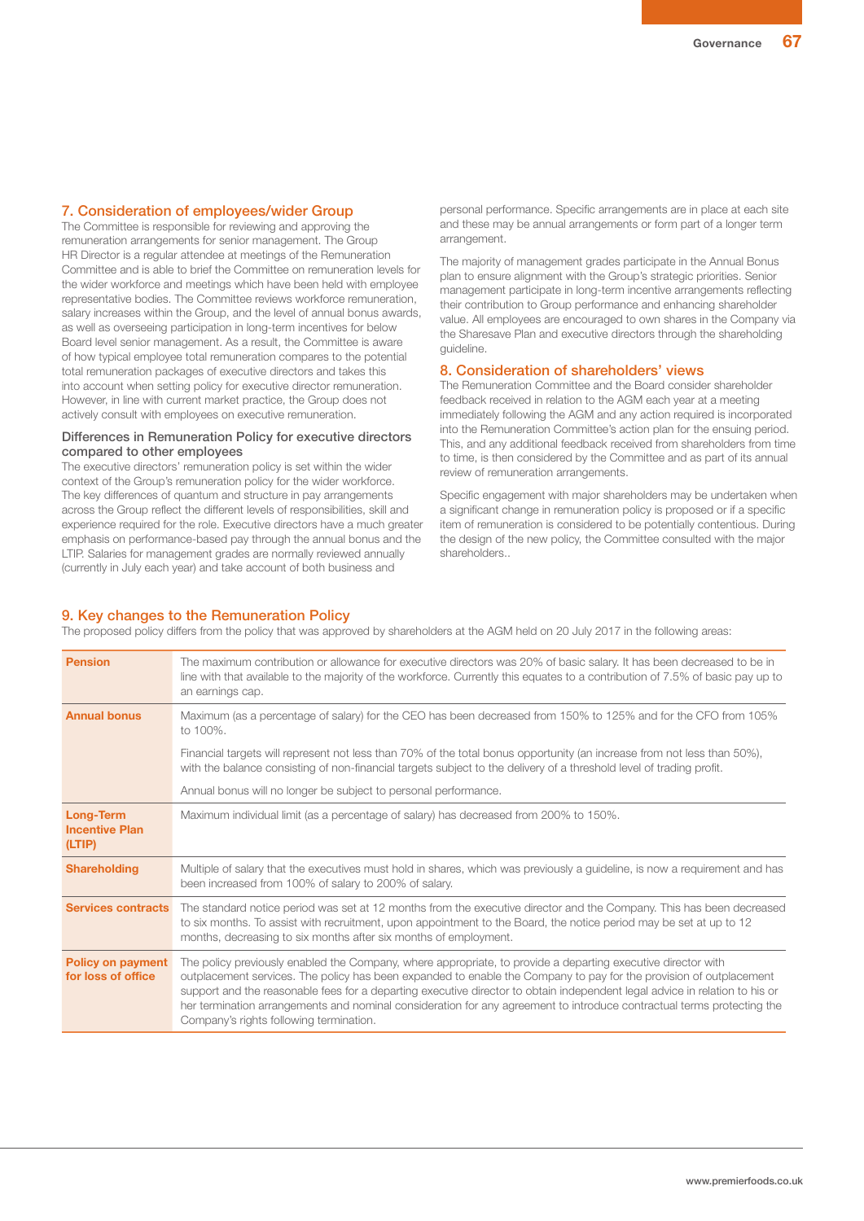## 7. Consideration of employees/wider Group

The Committee is responsible for reviewing and approving the remuneration arrangements for senior management. The Group HR Director is a regular attendee at meetings of the Remuneration Committee and is able to brief the Committee on remuneration levels for the wider workforce and meetings which have been held with employee representative bodies. The Committee reviews workforce remuneration, salary increases within the Group, and the level of annual bonus awards, as well as overseeing participation in long-term incentives for below Board level senior management. As a result, the Committee is aware of how typical employee total remuneration compares to the potential total remuneration packages of executive directors and takes this into account when setting policy for executive director remuneration. However, in line with current market practice, the Group does not actively consult with employees on executive remuneration.

### Differences in Remuneration Policy for executive directors compared to other employees

The executive directors' remuneration policy is set within the wider context of the Group's remuneration policy for the wider workforce. The key differences of quantum and structure in pay arrangements across the Group reflect the different levels of responsibilities, skill and experience required for the role. Executive directors have a much greater emphasis on performance-based pay through the annual bonus and the LTIP. Salaries for management grades are normally reviewed annually (currently in July each year) and take account of both business and personal performance. Specific arrangements are in place at each site and these may be annual arrangements or form part of a longer term arrangement.

The majority of management grades participate in the Annual Bonus plan to ensure alignment with the Group's strategic priorities. Senior management participate in long-term incentive arrangements reflecting their contribution to Group performance and enhancing shareholder value. All employees are encouraged to own shares in the Company via the Sharesave Plan and executive directors through the shareholding guideline.

## 8. Consideration of shareholders' views

The Remuneration Committee and the Board consider shareholder feedback received in relation to the AGM each year at a meeting immediately following the AGM and any action required is incorporated into the Remuneration Committee's action plan for the ensuing period. This, and any additional feedback received from shareholders from time to time, is then considered by the Committee and as part of its annual review of remuneration arrangements.

Specific engagement with major shareholders may be undertaken when a significant change in remuneration policy is proposed or if a specific item of remuneration is considered to be potentially contentious. During the design of the new policy, the Committee consulted with the major shareholders..

## 9. Key changes to the Remuneration Policy

The proposed policy differs from the policy that was approved by shareholders at the AGM held on 20 July 2017 in the following areas:

| | |
|---|---|
| **Pension** | The maximum contribution or allowance for executive directors was 20% of basic salary. It has been decreased to be in line with that available to the majority of the workforce. Currently this equates to a contribution of 7.5% of basic pay up to an earnings cap. |
| **Annual bonus** | Maximum (as a percentage of salary) for the CEO has been decreased from 150% to 125% and for the CFO from 105% to 100%.<br><br>Financial targets will represent not less than 70% of the total bonus opportunity (an increase from not less than 50%), with the balance consisting of non-financial targets subject to the delivery of a threshold level of trading profit.<br><br>Annual bonus will no longer be subject to personal performance. |
| **Long-Term Incentive Plan (LTIP)** | Maximum individual limit (as a percentage of salary) has decreased from 200% to 150%. |
| **Shareholding** | Multiple of salary that the executives must hold in shares, which was previously a guideline, is now a requirement and has been increased from 100% of salary to 200% of salary. |
| **Services contracts** | The standard notice period was set at 12 months from the executive director and the Company. This has been decreased to six months. To assist with recruitment, upon appointment to the Board, the notice period may be set at up to 12 months, decreasing to six months after six months of employment. |
| **Policy on payment for loss of office** | The policy previously enabled the Company, where appropriate, to provide a departing executive director with outplacement services. The policy has been expanded to enable the Company to pay for the provision of outplacement support and the reasonable fees for a departing executive director to obtain independent legal advice in relation to his or her termination arrangements and nominal consideration for any agreement to introduce contractual terms protecting the Company's rights following termination. |